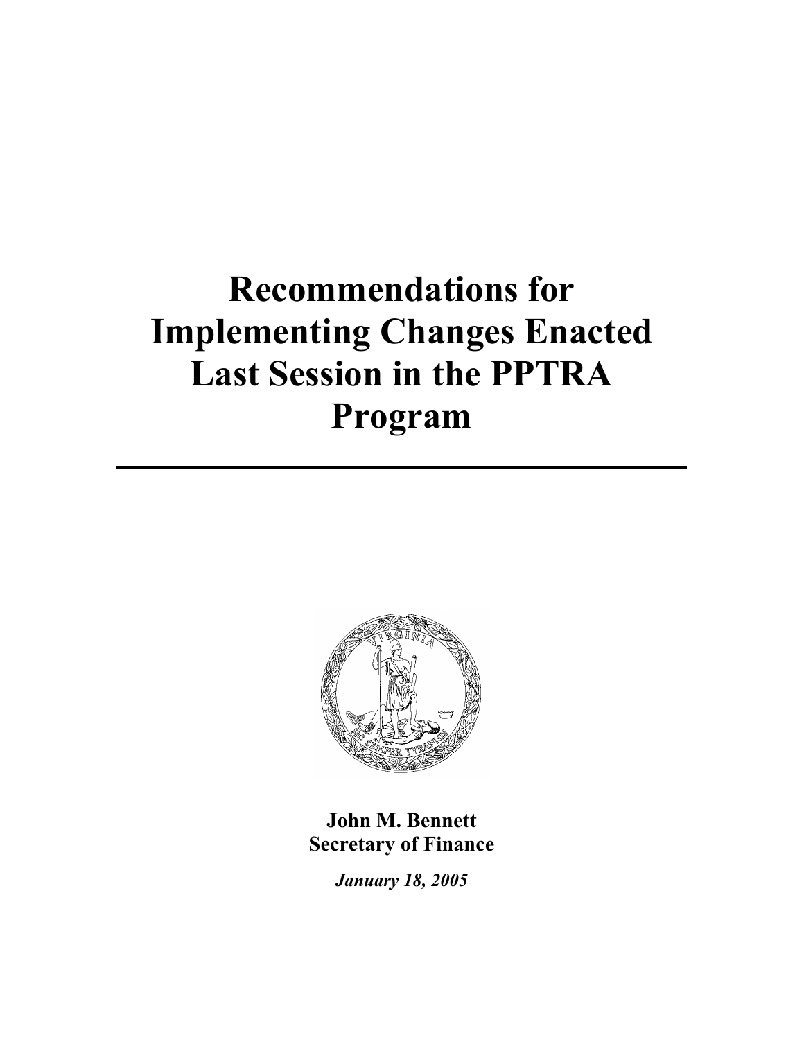# Recommendations for Implementing Changes Enacted Last Session in the PPTRA Program

---

**John M. Bennett**
**Secretary of Finance**

***January 18, 2005***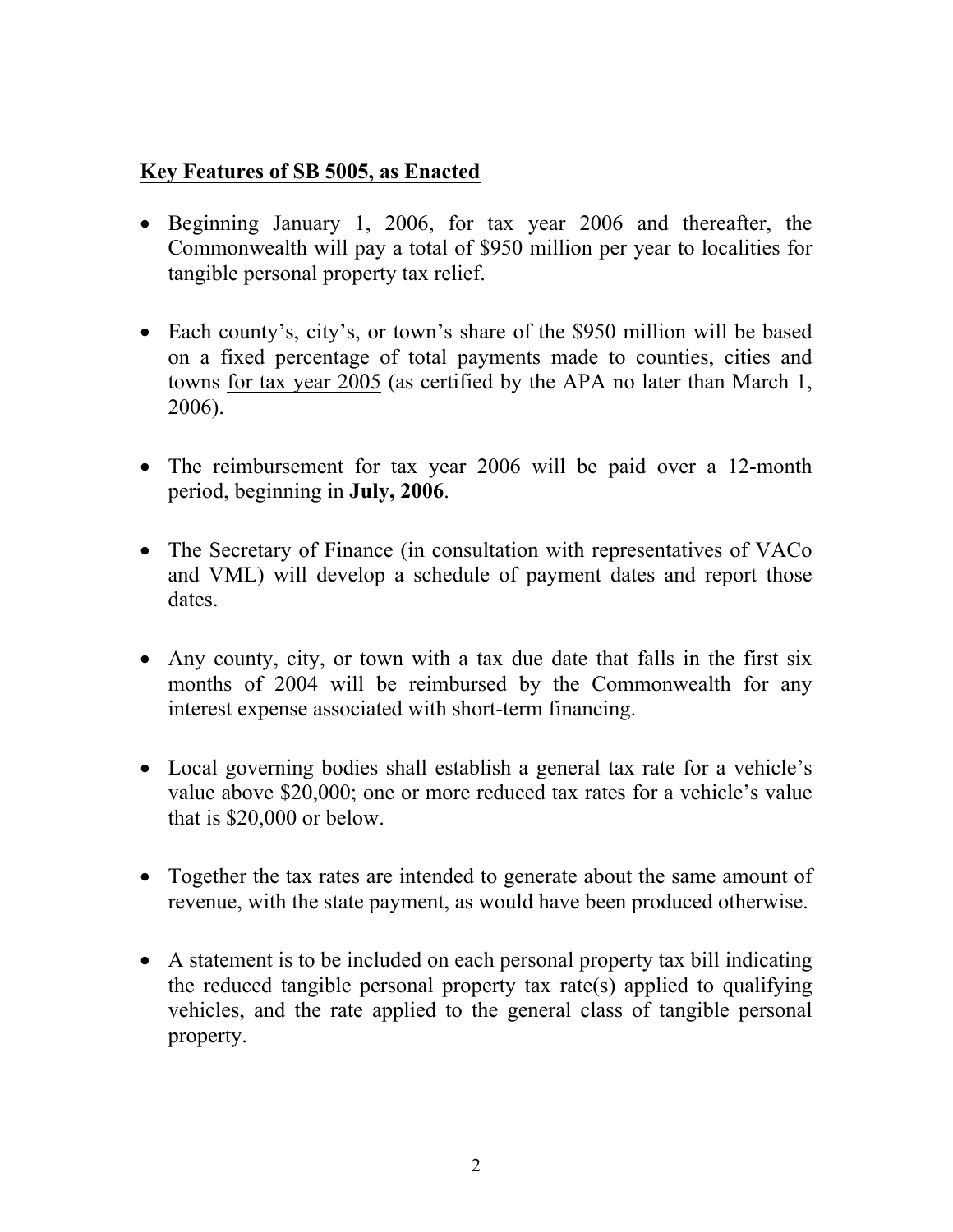## Key Features of SB 5005, as Enacted

- Beginning January 1, 2006, for tax year 2006 and thereafter, the Commonwealth will pay a total of $950 million per year to localities for tangible personal property tax relief.

- Each county's, city's, or town's share of the $950 million will be based on a fixed percentage of total payments made to counties, cities and towns for tax year 2005 (as certified by the APA no later than March 1, 2006).

- The reimbursement for tax year 2006 will be paid over a 12-month period, beginning in **July, 2006**.

- The Secretary of Finance (in consultation with representatives of VACo and VML) will develop a schedule of payment dates and report those dates.

- Any county, city, or town with a tax due date that falls in the first six months of 2004 will be reimbursed by the Commonwealth for any interest expense associated with short-term financing.

- Local governing bodies shall establish a general tax rate for a vehicle's value above $20,000; one or more reduced tax rates for a vehicle's value that is $20,000 or below.

- Together the tax rates are intended to generate about the same amount of revenue, with the state payment, as would have been produced otherwise.

- A statement is to be included on each personal property tax bill indicating the reduced tangible personal property tax rate(s) applied to qualifying vehicles, and the rate applied to the general class of tangible personal property.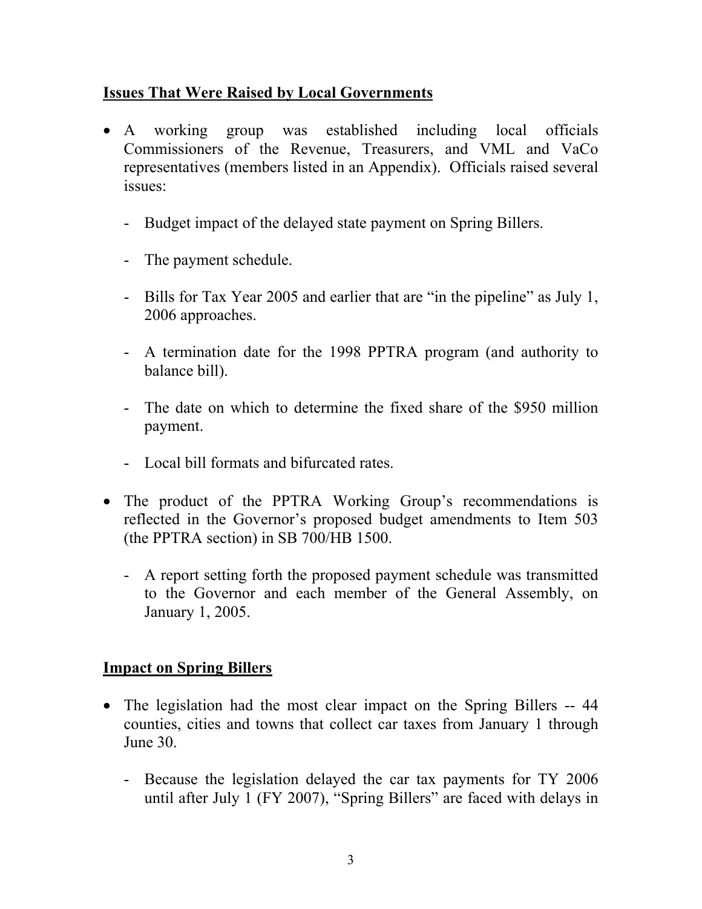## Issues That Were Raised by Local Governments

- A working group was established including local officials Commissioners of the Revenue, Treasurers, and VML and VaCo representatives (members listed in an Appendix). Officials raised several issues:
  - Budget impact of the delayed state payment on Spring Billers.
  - The payment schedule.
  - Bills for Tax Year 2005 and earlier that are "in the pipeline" as July 1, 2006 approaches.
  - A termination date for the 1998 PPTRA program (and authority to balance bill).
  - The date on which to determine the fixed share of the $950 million payment.
  - Local bill formats and bifurcated rates.
- The product of the PPTRA Working Group's recommendations is reflected in the Governor's proposed budget amendments to Item 503 (the PPTRA section) in SB 700/HB 1500.
  - A report setting forth the proposed payment schedule was transmitted to the Governor and each member of the General Assembly, on January 1, 2005.

## Impact on Spring Billers

- The legislation had the most clear impact on the Spring Billers -- 44 counties, cities and towns that collect car taxes from January 1 through June 30.
  - Because the legislation delayed the car tax payments for TY 2006 until after July 1 (FY 2007), "Spring Billers" are faced with delays in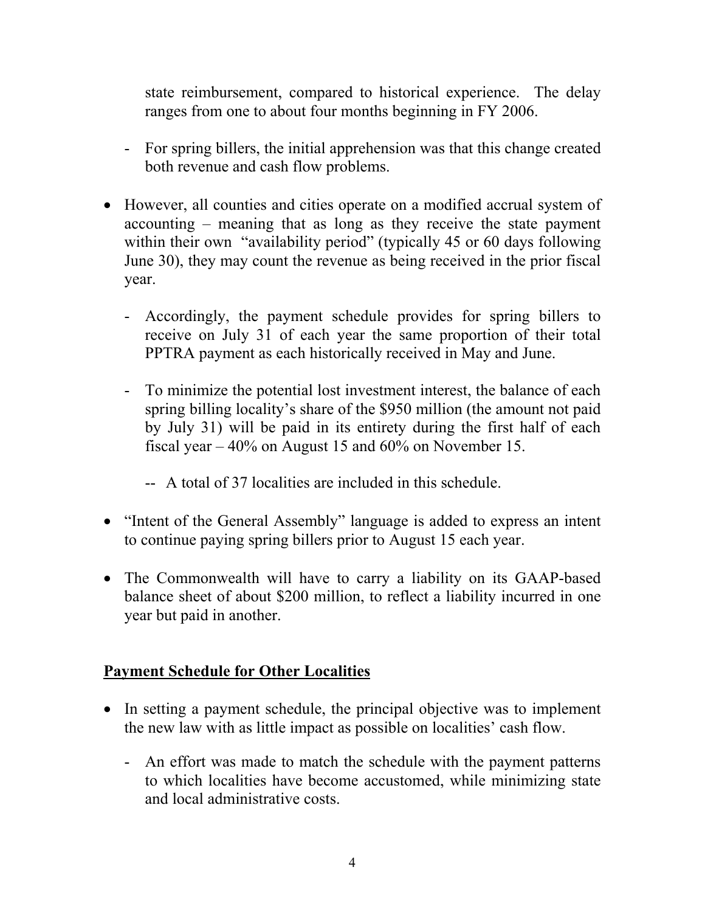state reimbursement, compared to historical experience. The delay ranges from one to about four months beginning in FY 2006.

- For spring billers, the initial apprehension was that this change created both revenue and cash flow problems.

- However, all counties and cities operate on a modified accrual system of accounting – meaning that as long as they receive the state payment within their own "availability period" (typically 45 or 60 days following June 30), they may count the revenue as being received in the prior fiscal year.
  - Accordingly, the payment schedule provides for spring billers to receive on July 31 of each year the same proportion of their total PPTRA payment as each historically received in May and June.
  - To minimize the potential lost investment interest, the balance of each spring billing locality's share of the $950 million (the amount not paid by July 31) will be paid in its entirety during the first half of each fiscal year – 40% on August 15 and 60% on November 15.
    - A total of 37 localities are included in this schedule.
- "Intent of the General Assembly" language is added to express an intent to continue paying spring billers prior to August 15 each year.
- The Commonwealth will have to carry a liability on its GAAP-based balance sheet of about $200 million, to reflect a liability incurred in one year but paid in another.

## Payment Schedule for Other Localities

- In setting a payment schedule, the principal objective was to implement the new law with as little impact as possible on localities' cash flow.
  - An effort was made to match the schedule with the payment patterns to which localities have become accustomed, while minimizing state and local administrative costs.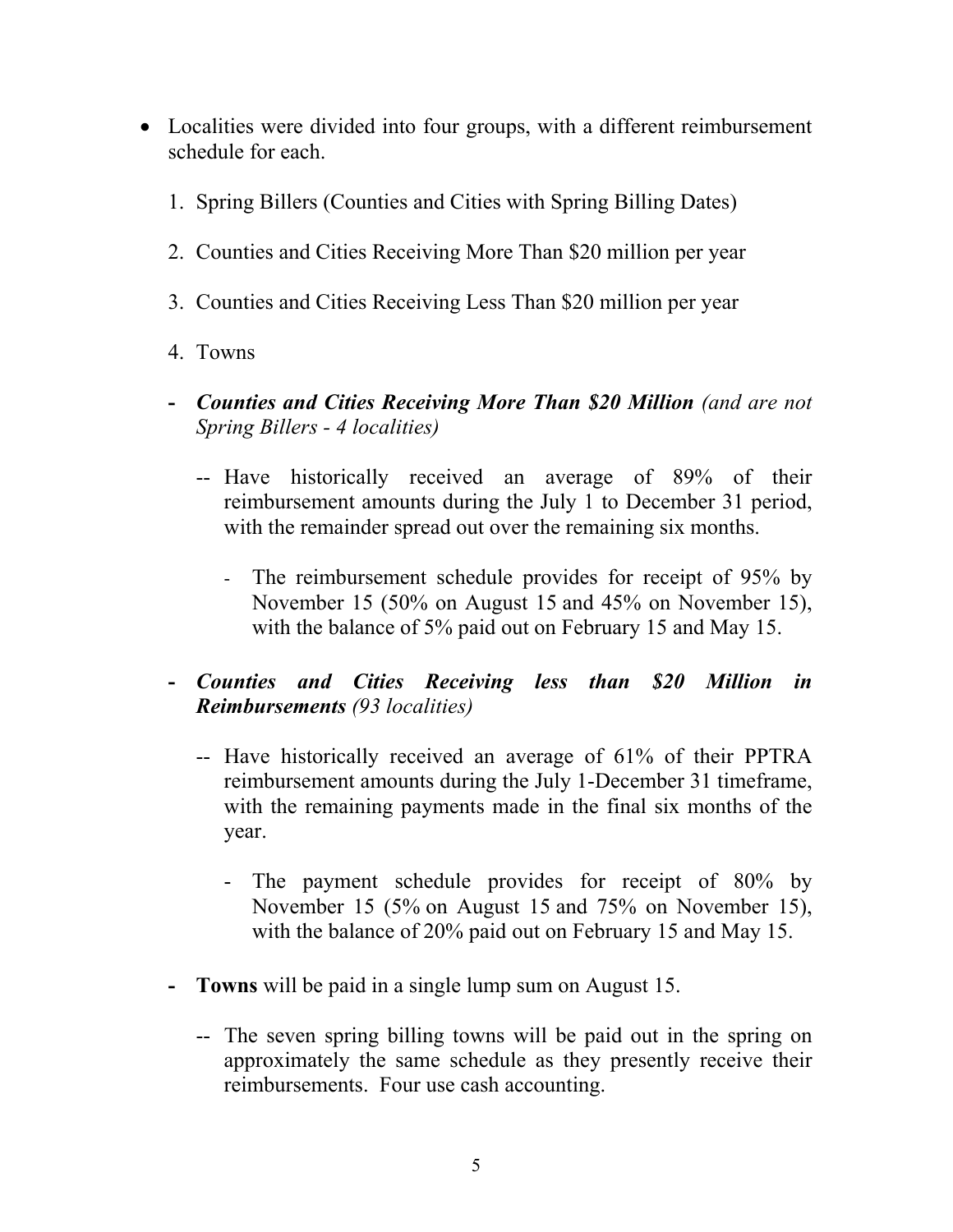- Localities were divided into four groups, with a different reimbursement schedule for each.

  1. Spring Billers (Counties and Cities with Spring Billing Dates)

  2. Counties and Cities Receiving More Than $20 million per year

  3. Counties and Cities Receiving Less Than $20 million per year

  4. Towns

  - ***Counties and Cities Receiving More Than $20 Million*** *(and are not Spring Billers - 4 localities)*

    - Have historically received an average of 89% of their reimbursement amounts during the July 1 to December 31 period, with the remainder spread out over the remaining six months.

      - The reimbursement schedule provides for receipt of 95% by November 15 (50% on August 15 and 45% on November 15), with the balance of 5% paid out on February 15 and May 15.

  - ***Counties and Cities Receiving less than $20 Million in Reimbursements*** *(93 localities)*

    - Have historically received an average of 61% of their PPTRA reimbursement amounts during the July 1-December 31 timeframe, with the remaining payments made in the final six months of the year.

      - The payment schedule provides for receipt of 80% by November 15 (5% on August 15 and 75% on November 15), with the balance of 20% paid out on February 15 and May 15.

  - **Towns** will be paid in a single lump sum on August 15.

    - The seven spring billing towns will be paid out in the spring on approximately the same schedule as they presently receive their reimbursements. Four use cash accounting.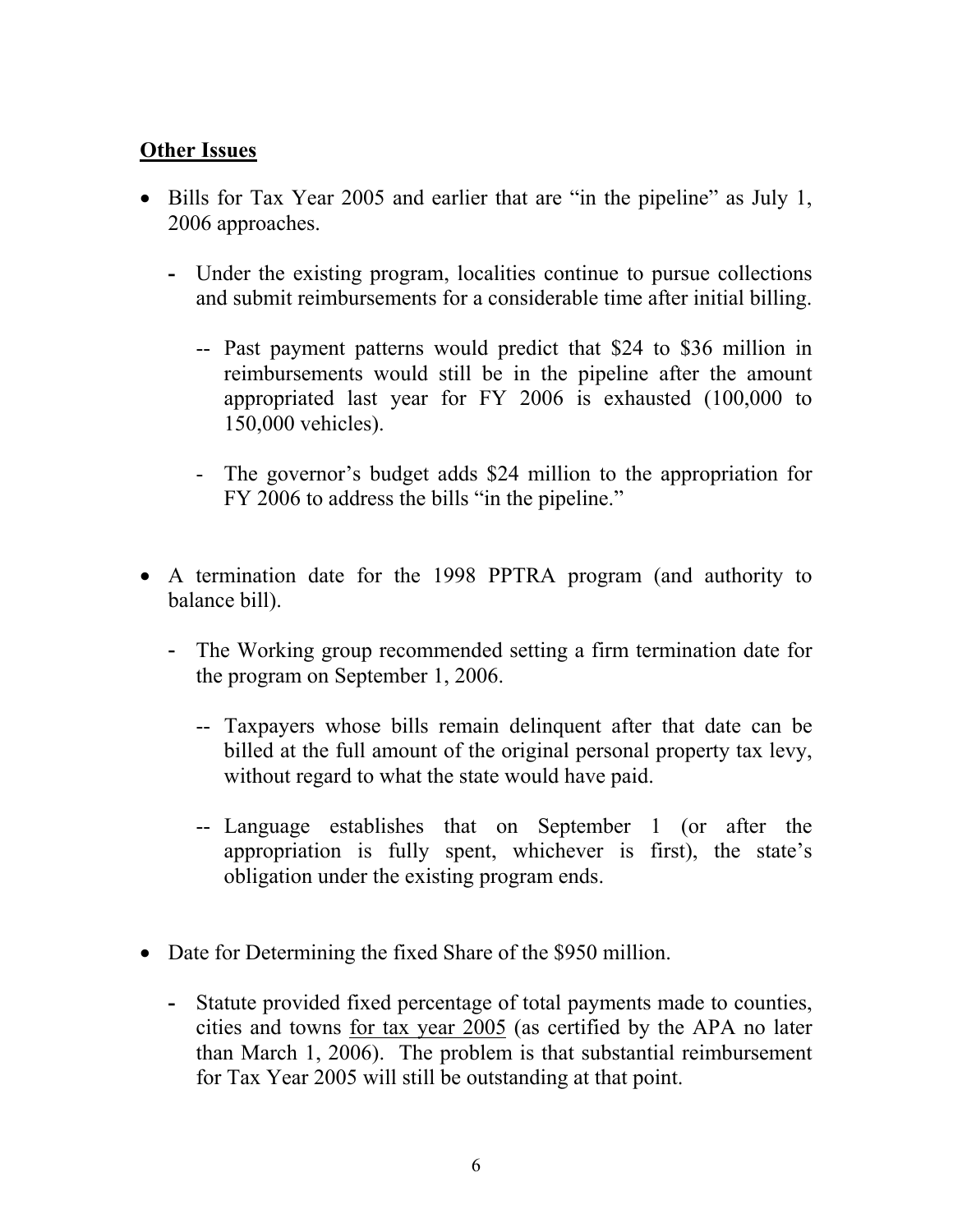## **Other Issues**

- Bills for Tax Year 2005 and earlier that are "in the pipeline" as July 1, 2006 approaches.
  - Under the existing program, localities continue to pursue collections and submit reimbursements for a considerable time after initial billing.
    - -- Past payment patterns would predict that $24 to $36 million in reimbursements would still be in the pipeline after the amount appropriated last year for FY 2006 is exhausted (100,000 to 150,000 vehicles).
  - The governor's budget adds $24 million to the appropriation for FY 2006 to address the bills "in the pipeline."

- A termination date for the 1998 PPTRA program (and authority to balance bill).
  - The Working group recommended setting a firm termination date for the program on September 1, 2006.
    - -- Taxpayers whose bills remain delinquent after that date can be billed at the full amount of the original personal property tax levy, without regard to what the state would have paid.
    - -- Language establishes that on September 1 (or after the appropriation is fully spent, whichever is first), the state's obligation under the existing program ends.

- Date for Determining the fixed Share of the $950 million.
  - Statute provided fixed percentage of total payments made to counties, cities and towns <u>for tax year 2005</u> (as certified by the APA no later than March 1, 2006). The problem is that substantial reimbursement for Tax Year 2005 will still be outstanding at that point.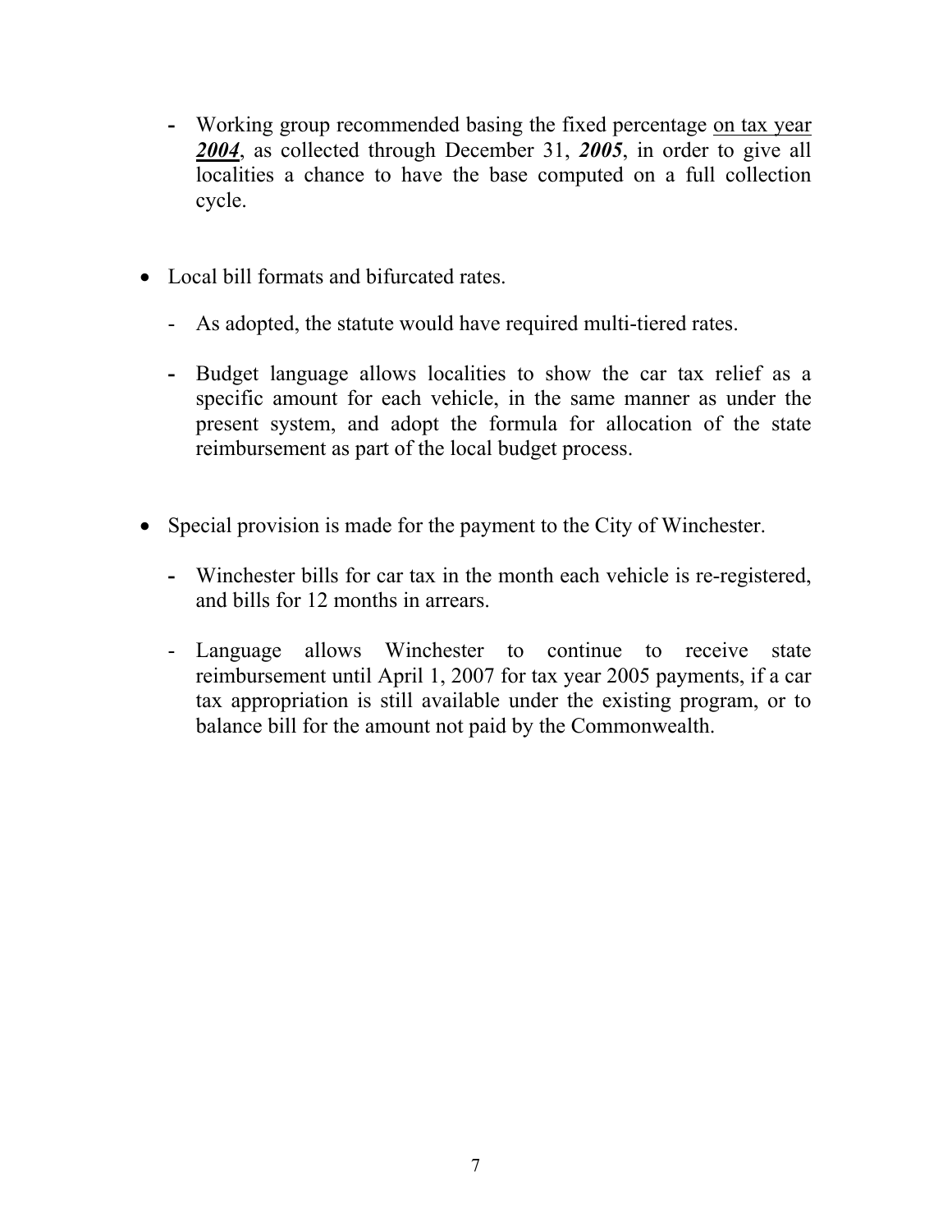- Working group recommended basing the fixed percentage <u>on tax year **_2004_**</u>, as collected through December 31, ***2005***, in order to give all localities a chance to have the base computed on a full collection cycle.

- Local bill formats and bifurcated rates.
  - As adopted, the statute would have required multi-tiered rates.
  - Budget language allows localities to show the car tax relief as a specific amount for each vehicle, in the same manner as under the present system, and adopt the formula for allocation of the state reimbursement as part of the local budget process.

- Special provision is made for the payment to the City of Winchester.
  - Winchester bills for car tax in the month each vehicle is re-registered, and bills for 12 months in arrears.
  - Language allows Winchester to continue to receive state reimbursement until April 1, 2007 for tax year 2005 payments, if a car tax appropriation is still available under the existing program, or to balance bill for the amount not paid by the Commonwealth.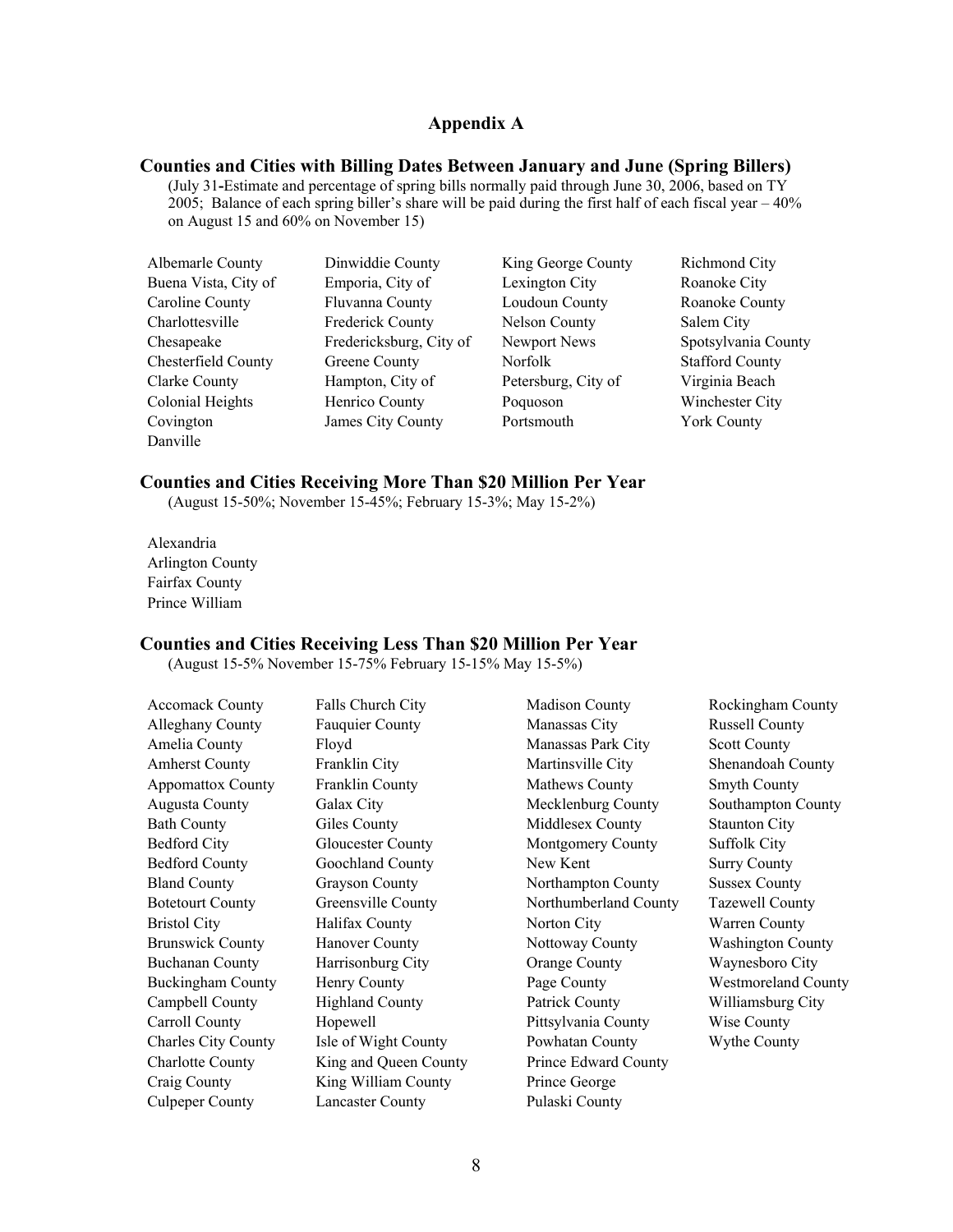## Appendix A

### Counties and Cities with Billing Dates Between January and June (Spring Billers)

(July 31-Estimate and percentage of spring bills normally paid through June 30, 2006, based on TY 2005; Balance of each spring biller's share will be paid during the first half of each fiscal year – 40% on August 15 and 60% on November 15)

Albemarle County
Buena Vista, City of
Caroline County
Charlottesville
Chesapeake
Chesterfield County
Clarke County
Colonial Heights
Covington
Danville
Dinwiddie County
Emporia, City of
Fluvanna County
Frederick County
Fredericksburg, City of
Greene County
Hampton, City of
Henrico County
James City County
King George County
Lexington City
Loudoun County
Nelson County
Newport News
Norfolk
Petersburg, City of
Poquoson
Portsmouth
Richmond City
Roanoke City
Roanoke County
Salem City
Spotsylvania County
Stafford County
Virginia Beach
Winchester City
York County

### Counties and Cities Receiving More Than $20 Million Per Year

(August 15-50%; November 15-45%; February 15-3%; May 15-2%)

Alexandria
Arlington County
Fairfax County
Prince William

### Counties and Cities Receiving Less Than $20 Million Per Year

(August 15-5% November 15-75% February 15-15% May 15-5%)

Accomack County
Alleghany County
Amelia County
Amherst County
Appomattox County
Augusta County
Bath County
Bedford City
Bedford County
Bland County
Botetourt County
Bristol City
Brunswick County
Buchanan County
Buckingham County
Campbell County
Carroll County
Charles City County
Charlotte County
Craig County
Culpeper County
Falls Church City
Fauquier County
Floyd
Franklin City
Franklin County
Galax City
Giles County
Gloucester County
Goochland County
Grayson County
Greensville County
Halifax County
Hanover County
Harrisonburg City
Henry County
Highland County
Hopewell
Isle of Wight County
King and Queen County
King William County
Lancaster County
Madison County
Manassas City
Manassas Park City
Martinsville City
Mathews County
Mecklenburg County
Middlesex County
Montgomery County
New Kent
Northampton County
Northumberland County
Norton City
Nottoway County
Orange County
Page County
Patrick County
Pittsylvania County
Powhatan County
Prince Edward County
Prince George
Pulaski County
Rockingham County
Russell County
Scott County
Shenandoah County
Smyth County
Southampton County
Staunton City
Suffolk City
Surry County
Sussex County
Tazewell County
Warren County
Washington County
Waynesboro City
Westmoreland County
Williamsburg City
Wise County
Wythe County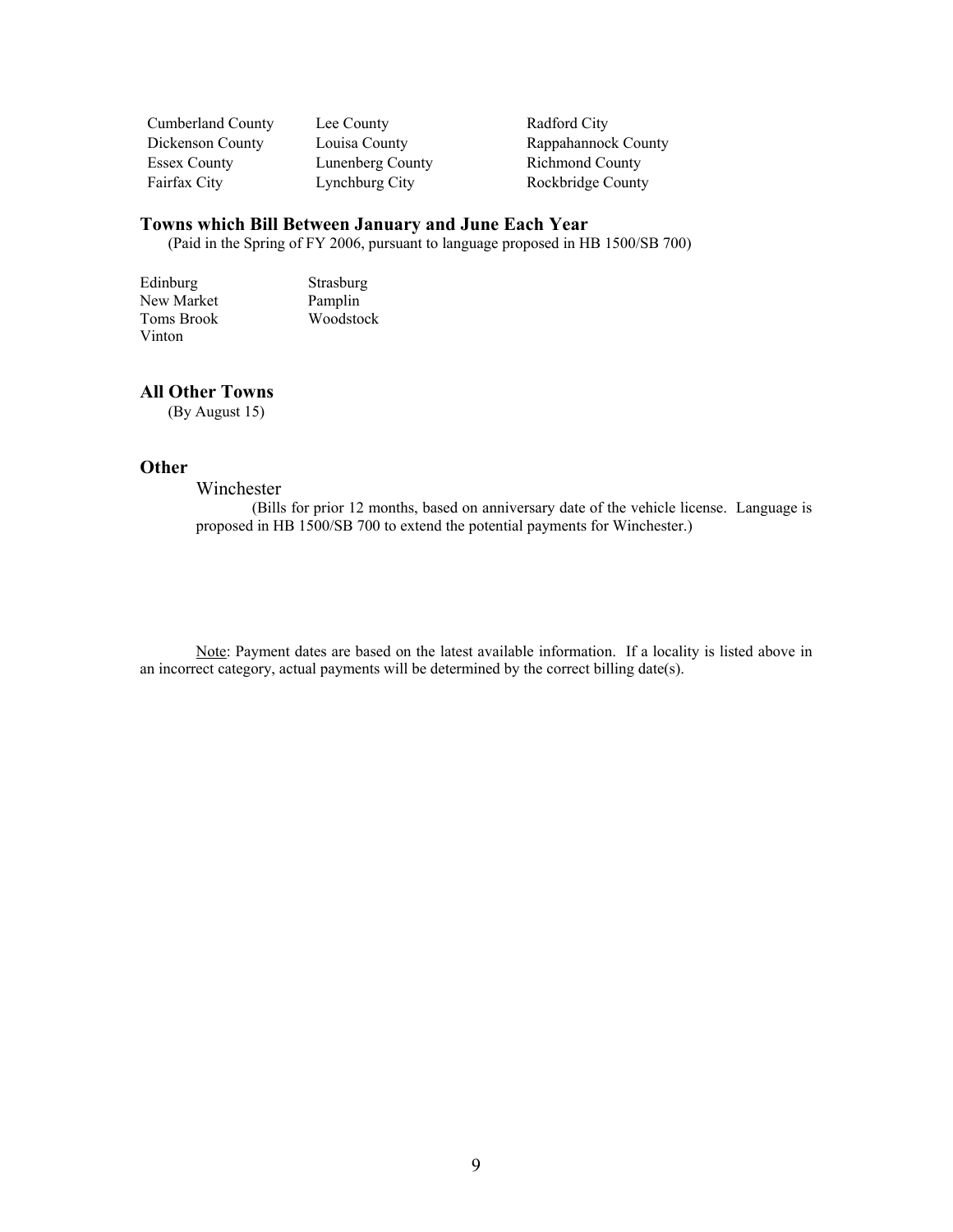| | | |
|---|---|---|
| Cumberland County | Lee County | Radford City |
| Dickenson County | Louisa County | Rappahannock County |
| Essex County | Lunenberg County | Richmond County |
| Fairfax City | Lynchburg City | Rockbridge County |

### Towns which Bill Between January and June Each Year

(Paid in the Spring of FY 2006, pursuant to language proposed in HB 1500/SB 700)

| | |
|---|---|
| Edinburg | Strasburg |
| New Market | Pamplin |
| Toms Brook | Woodstock |
| Vinton | |

### All Other Towns

(By August 15)

### Other

Winchester

(Bills for prior 12 months, based on anniversary date of the vehicle license. Language is proposed in HB 1500/SB 700 to extend the potential payments for Winchester.)

Note: Payment dates are based on the latest available information. If a locality is listed above in an incorrect category, actual payments will be determined by the correct billing date(s).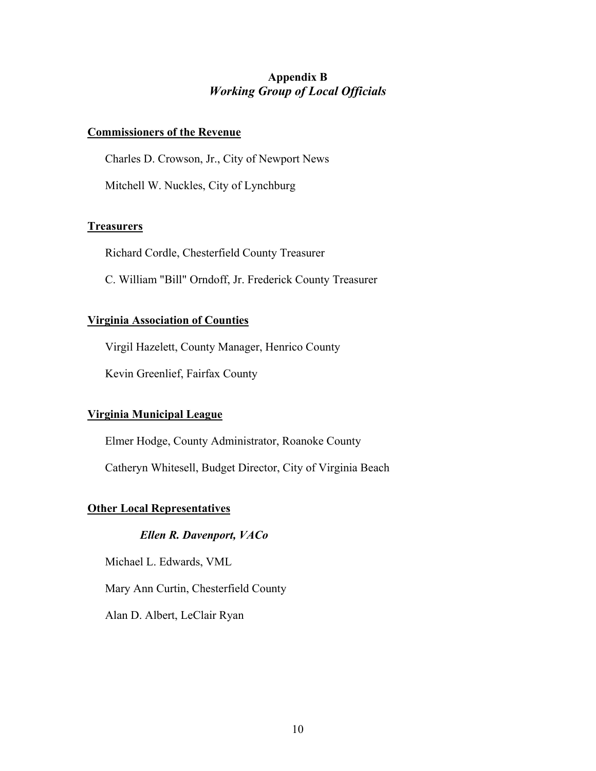## Appendix B
### *Working Group of Local Officials*

**Commissioners of the Revenue**

Charles D. Crowson, Jr., City of Newport News

Mitchell W. Nuckles, City of Lynchburg

**Treasurers**

Richard Cordle, Chesterfield County Treasurer

C. William "Bill" Orndoff, Jr. Frederick County Treasurer

**Virginia Association of Counties**

Virgil Hazelett, County Manager, Henrico County

Kevin Greenlief, Fairfax County

**Virginia Municipal League**

Elmer Hodge, County Administrator, Roanoke County

Catheryn Whitesell, Budget Director, City of Virginia Beach

**Other Local Representatives**

***Ellen R. Davenport, VACo***

Michael L. Edwards, VML

Mary Ann Curtin, Chesterfield County

Alan D. Albert, LeClair Ryan